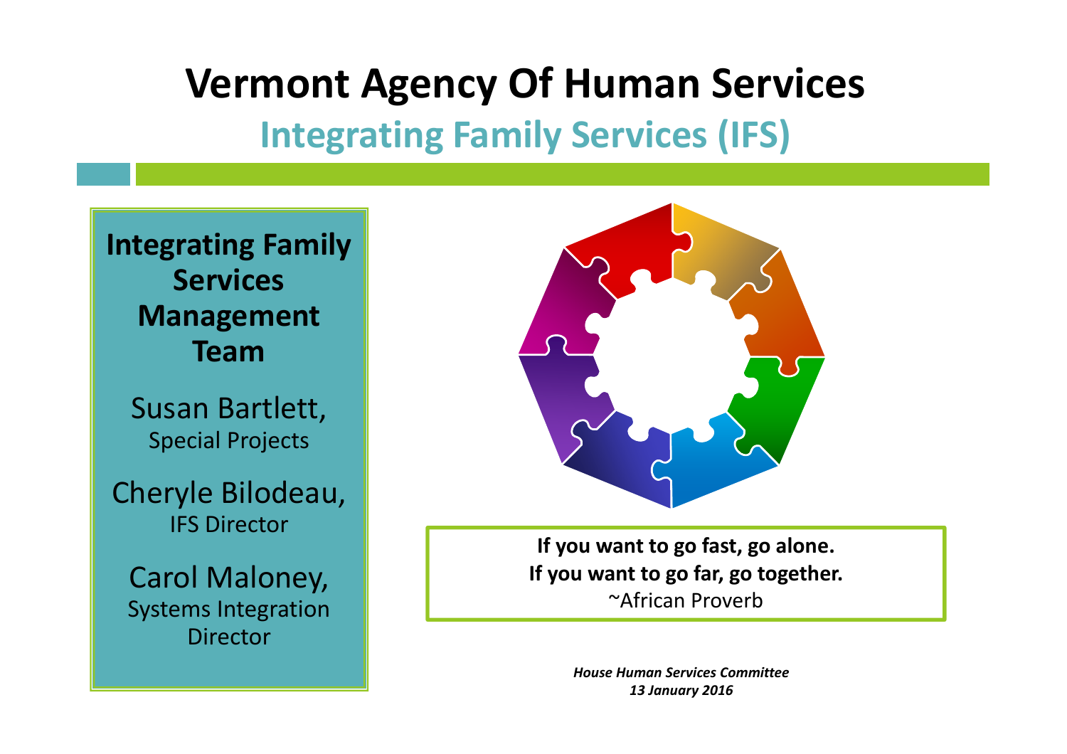# Vermont Agency Of Human Services

## Integrating Family Services (IFS)

**Integrating Family Services Management Team**

Susan Bartlett,
Special Projects

Cheryle Bilodeau,
IFS Director

Carol Maloney,
Systems Integration Director

**If you want to go fast, go alone.**
**If you want to go far, go together.**
~African Proverb

***House Human Services Committee***
***13 January 2016***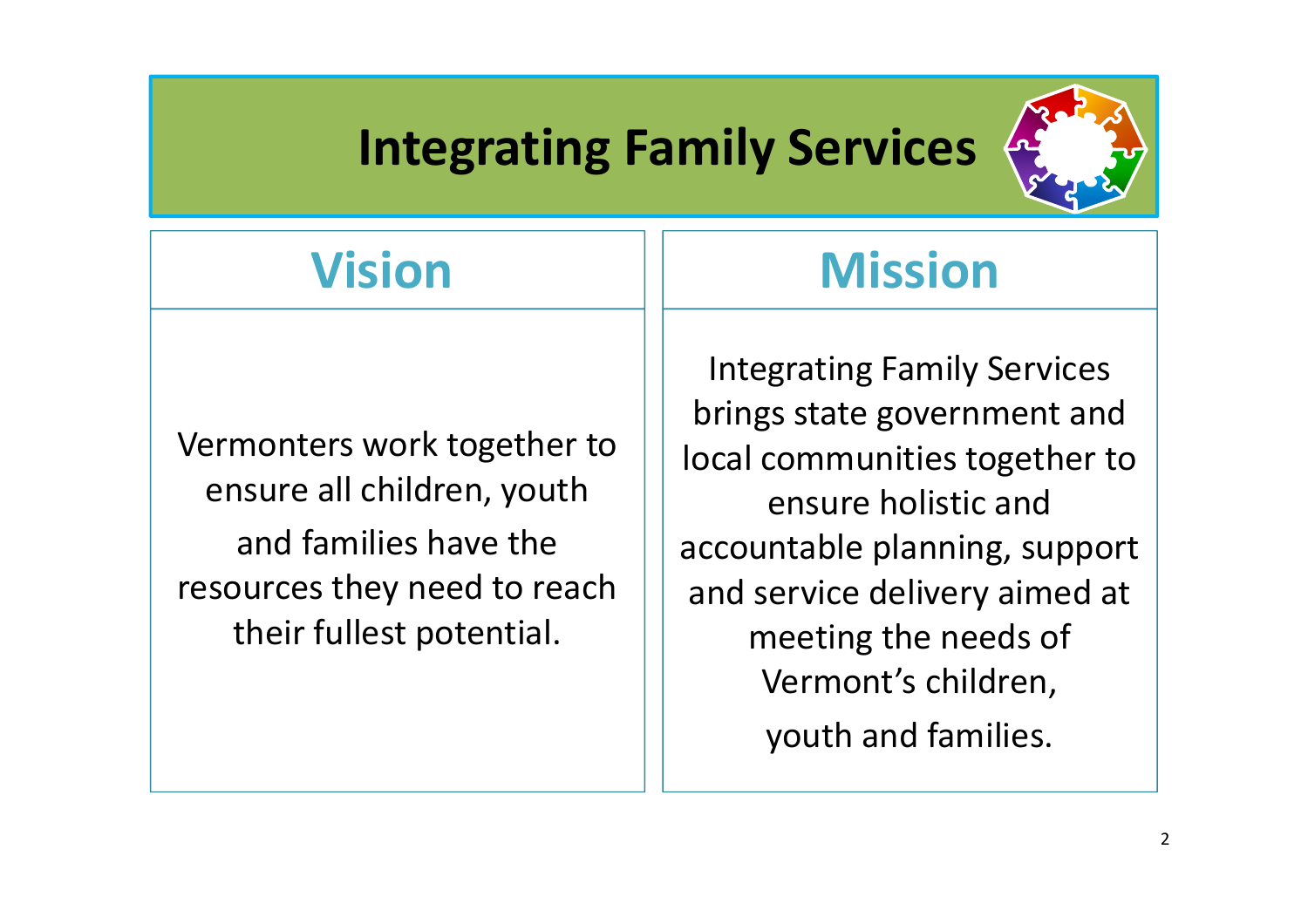# Integrating Family Services

## Vision

Vermonters work together to ensure all children, youth and families have the resources they need to reach their fullest potential.

## Mission

Integrating Family Services brings state government and local communities together to ensure holistic and accountable planning, support and service delivery aimed at meeting the needs of Vermont's children, youth and families.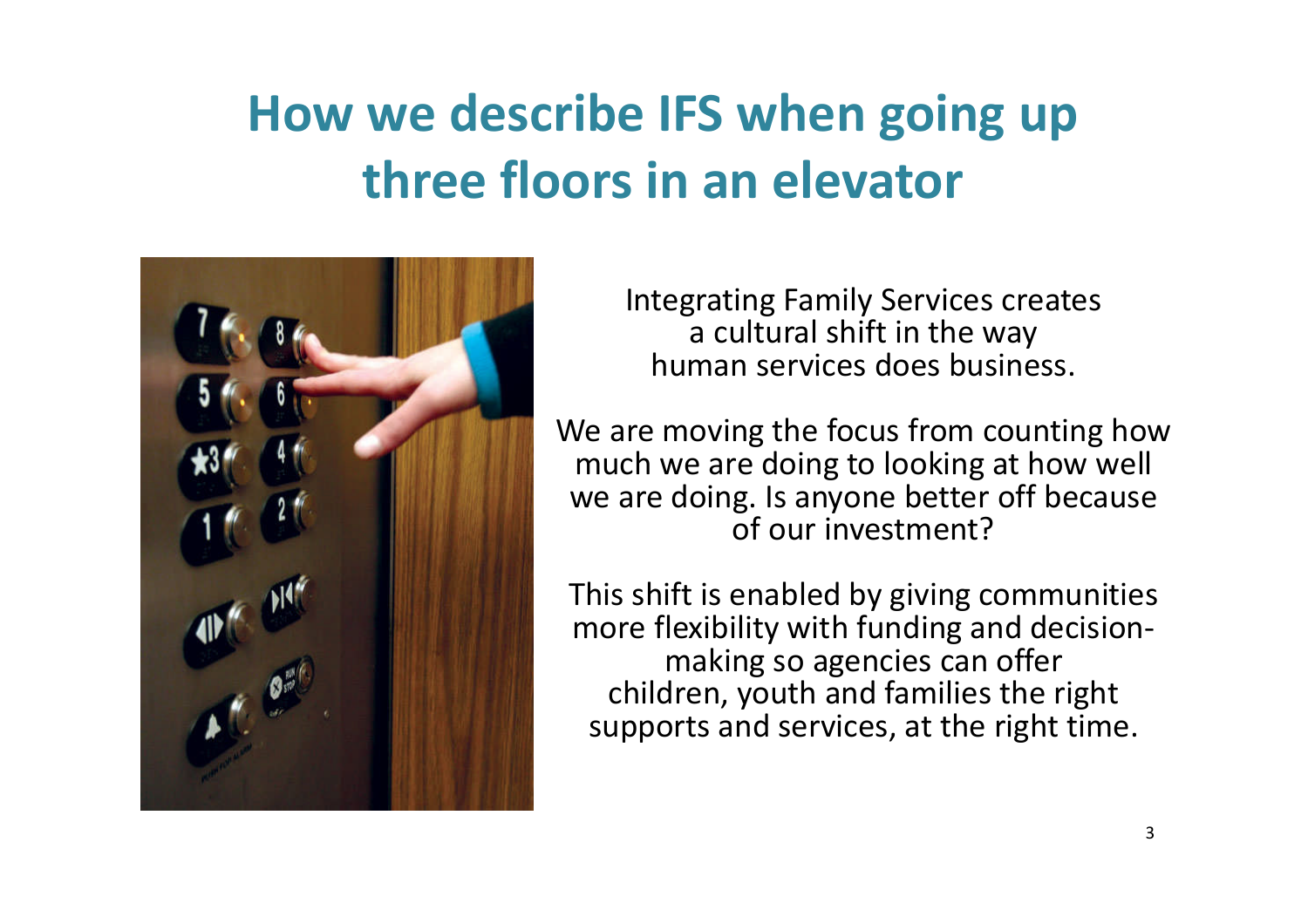# How we describe IFS when going up three floors in an elevator

Integrating Family Services creates a cultural shift in the way human services does business.

We are moving the focus from counting how much we are doing to looking at how well we are doing. Is anyone better off because of our investment?

This shift is enabled by giving communities more flexibility with funding and decision-making so agencies can offer children, youth and families the right supports and services, at the right time.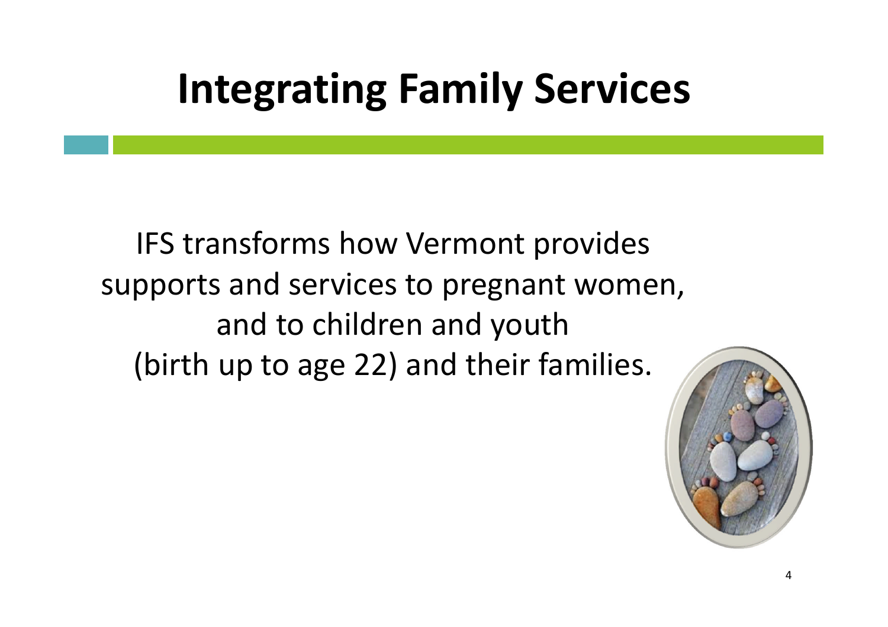# Integrating Family Services

IFS transforms how Vermont provides supports and services to pregnant women, and to children and youth (birth up to age 22) and their families.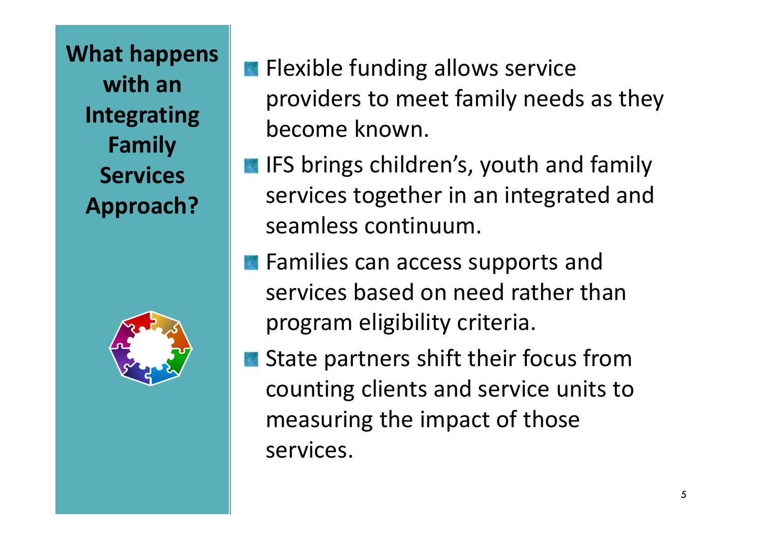## What happens with an Integrating Family Services Approach?

- Flexible funding allows service providers to meet family needs as they become known.
- IFS brings children's, youth and family services together in an integrated and seamless continuum.
- Families can access supports and services based on need rather than program eligibility criteria.
- State partners shift their focus from counting clients and service units to measuring the impact of those services.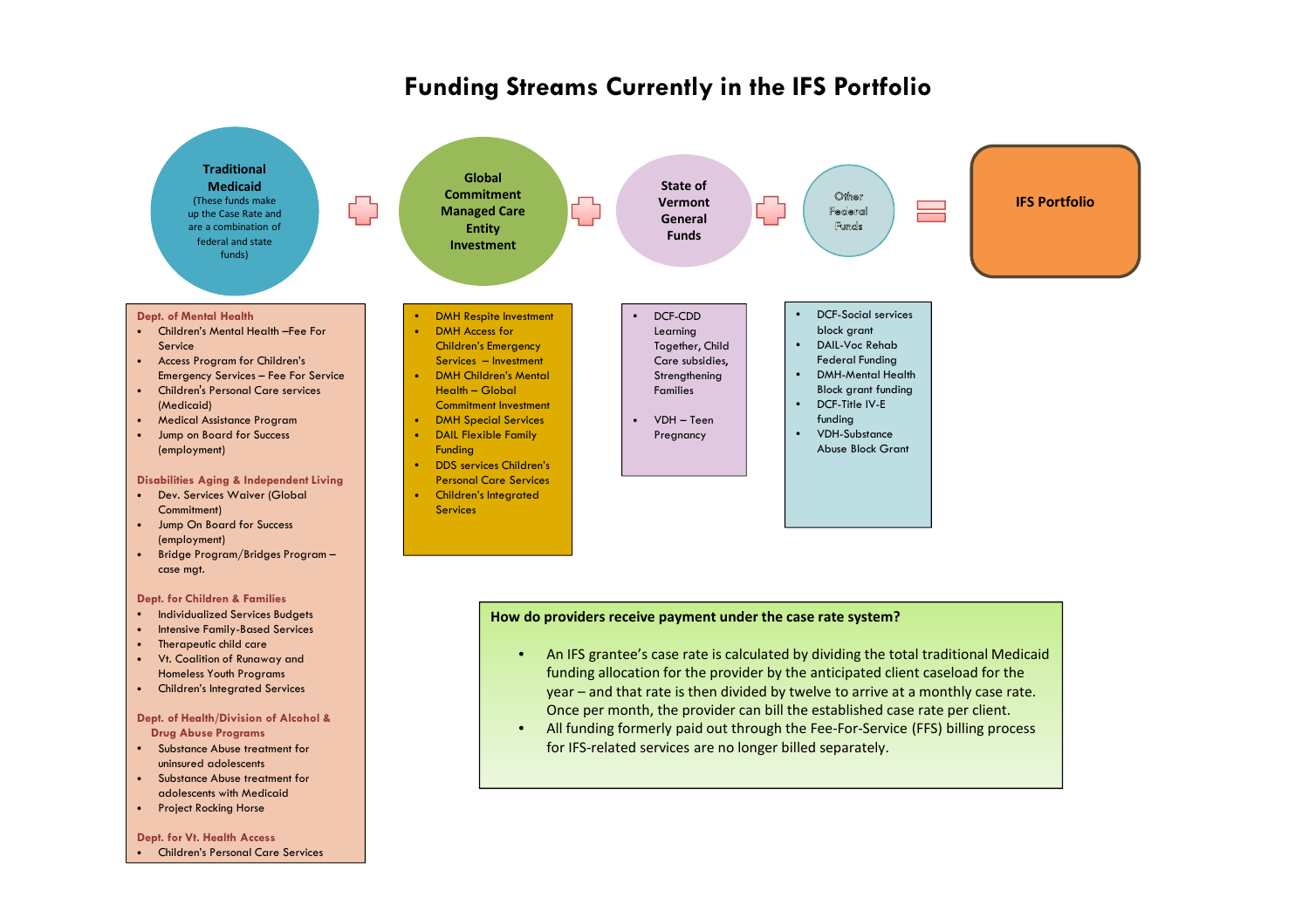# Funding Streams Currently in the IFS Portfolio

**Traditional Medicaid** (These funds make up the Case Rate and are a combination of federal and state funds) + **Global Commitment Managed Care Entity Investment** + **State of Vermont General Funds** + **Other Federal Funds** = **IFS Portfolio**

### Traditional Medicaid

**Dept. of Mental Health**

- Children's Mental Health –Fee For Service
- Access Program for Children's Emergency Services – Fee For Service
- Children's Personal Care services (Medicaid)
- Medical Assistance Program
- Jump on Board for Success (employment)

**Disabilities Aging & Independent Living**

- Dev. Services Waiver (Global Commitment)
- Jump On Board for Success (employment)
- Bridge Program/Bridges Program – case mgt.

**Dept. for Children & Families**

- Individualized Services Budgets
- Intensive Family-Based Services
- Therapeutic child care
- Vt. Coalition of Runaway and Homeless Youth Programs
- Children's Integrated Services

**Dept. of Health/Division of Alcohol & Drug Abuse Programs**

- Substance Abuse treatment for uninsured adolescents
- Substance Abuse treatment for adolescents with Medicaid
- Project Rocking Horse

**Dept. for Vt. Health Access**

- Children's Personal Care Services

### Global Commitment Managed Care Entity Investment

- DMH Respite Investment
- DMH Access for Children's Emergency Services – Investment
- DMH Children's Mental Health – Global Commitment Investment
- DMH Special Services
- DAIL Flexible Family Funding
- DDS services Children's Personal Care Services
- Children's Integrated Services

### State of Vermont General Funds

- DCF-CDD Learning Together, Child Care subsidies, Strengthening Families
- VDH – Teen Pregnancy

### Other Federal Funds

- DCF-Social services block grant
- DAIL-Voc Rehab Federal Funding
- DMH-Mental Health Block grant funding
- DCF-Title IV-E funding
- VDH-Substance Abuse Block Grant

**How do providers receive payment under the case rate system?**

- An IFS grantee's case rate is calculated by dividing the total traditional Medicaid funding allocation for the provider by the anticipated client caseload for the year – and that rate is then divided by twelve to arrive at a monthly case rate. Once per month, the provider can bill the established case rate per client.
- All funding formerly paid out through the Fee-For-Service (FFS) billing process for IFS-related services are no longer billed separately.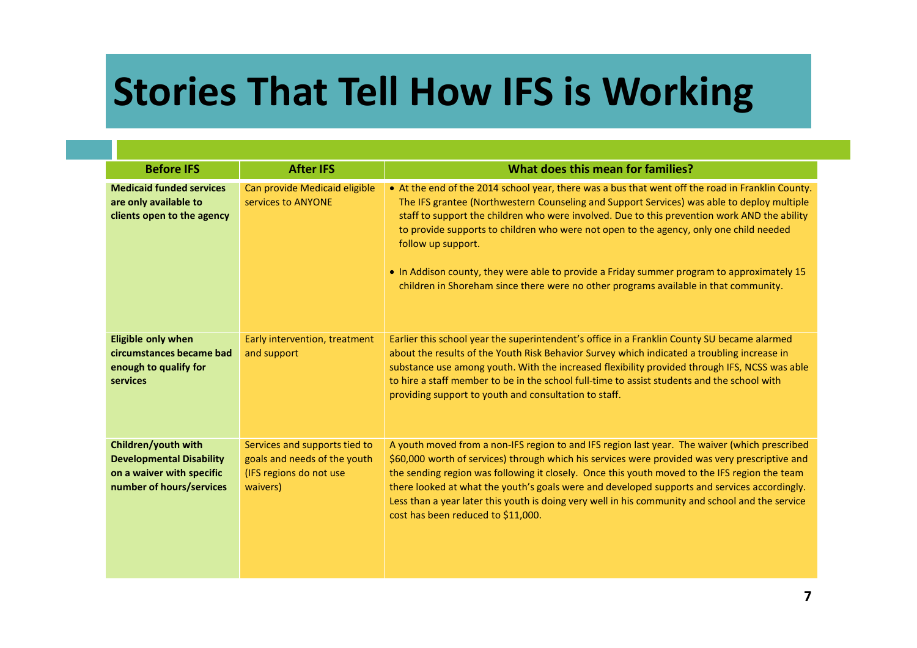# Stories That Tell How IFS is Working

| Before IFS | After IFS | What does this mean for families? |
|---|---|---|
| **Medicaid funded services are only available to clients open to the agency** | Can provide Medicaid eligible services to ANYONE | • At the end of the 2014 school year, there was a bus that went off the road in Franklin County. The IFS grantee (Northwestern Counseling and Support Services) was able to deploy multiple staff to support the children who were involved. Due to this prevention work AND the ability to provide supports to children who were not open to the agency, only one child needed follow up support. <br><br> • In Addison county, they were able to provide a Friday summer program to approximately 15 children in Shoreham since there were no other programs available in that community. |
| **Eligible only when circumstances became bad enough to qualify for services** | Early intervention, treatment and support | Earlier this school year the superintendent's office in a Franklin County SU became alarmed about the results of the Youth Risk Behavior Survey which indicated a troubling increase in substance use among youth. With the increased flexibility provided through IFS, NCSS was able to hire a staff member to be in the school full-time to assist students and the school with providing support to youth and consultation to staff. |
| **Children/youth with Developmental Disability on a waiver with specific number of hours/services** | Services and supports tied to goals and needs of the youth (IFS regions do not use waivers) | A youth moved from a non-IFS region to and IFS region last year. The waiver (which prescribed $60,000 worth of services) through which his services were provided was very prescriptive and the sending region was following it closely. Once this youth moved to the IFS region the team there looked at what the youth's goals were and developed supports and services accordingly. Less than a year later this youth is doing very well in his community and school and the service cost has been reduced to $11,000. |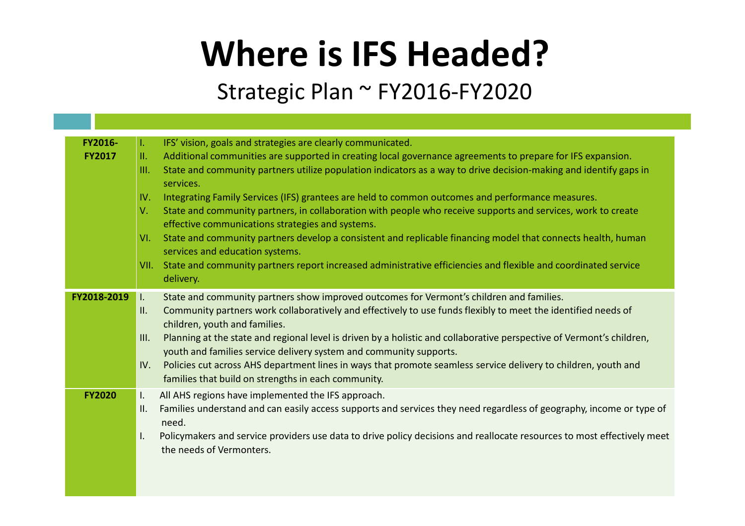# Where is IFS Headed?

## Strategic Plan ~ FY2016-FY2020

| | |
|---|---|
| **FY2016-FY2017** | I. IFS' vision, goals and strategies are clearly communicated.<br>II. Additional communities are supported in creating local governance agreements to prepare for IFS expansion.<br>III. State and community partners utilize population indicators as a way to drive decision-making and identify gaps in services.<br>IV. Integrating Family Services (IFS) grantees are held to common outcomes and performance measures.<br>V. State and community partners, in collaboration with people who receive supports and services, work to create effective communications strategies and systems.<br>VI. State and community partners develop a consistent and replicable financing model that connects health, human services and education systems.<br>VII. State and community partners report increased administrative efficiencies and flexible and coordinated service delivery. |
| **FY2018-2019** | I. State and community partners show improved outcomes for Vermont's children and families.<br>II. Community partners work collaboratively and effectively to use funds flexibly to meet the identified needs of children, youth and families.<br>III. Planning at the state and regional level is driven by a holistic and collaborative perspective of Vermont's children, youth and families service delivery system and community supports.<br>IV. Policies cut across AHS department lines in ways that promote seamless service delivery to children, youth and families that build on strengths in each community. |
| **FY2020** | I. All AHS regions have implemented the IFS approach.<br>II. Families understand and can easily access supports and services they need regardless of geography, income or type of need.<br>I. Policymakers and service providers use data to drive policy decisions and reallocate resources to most effectively meet the needs of Vermonters. |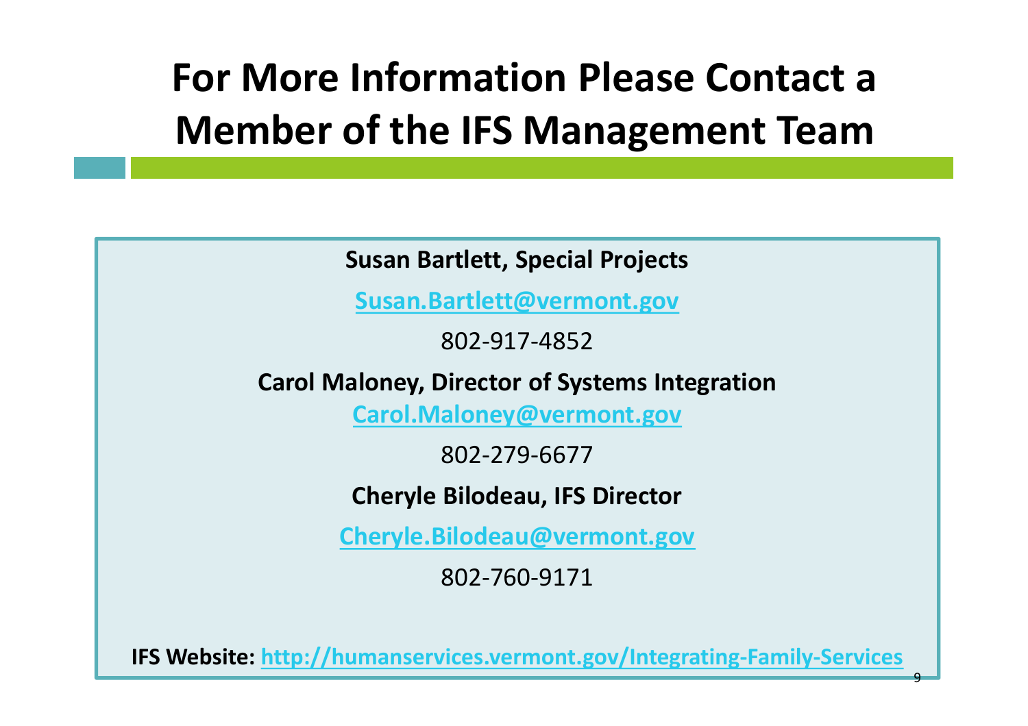# For More Information Please Contact a Member of the IFS Management Team

**Susan Bartlett, Special Projects**

Susan.Bartlett@vermont.gov

802-917-4852

**Carol Maloney, Director of Systems Integration**

Carol.Maloney@vermont.gov

802-279-6677

**Cheryle Bilodeau, IFS Director**

Cheryle.Bilodeau@vermont.gov

802-760-9171

**IFS Website:** http://humanservices.vermont.gov/Integrating-Family-Services